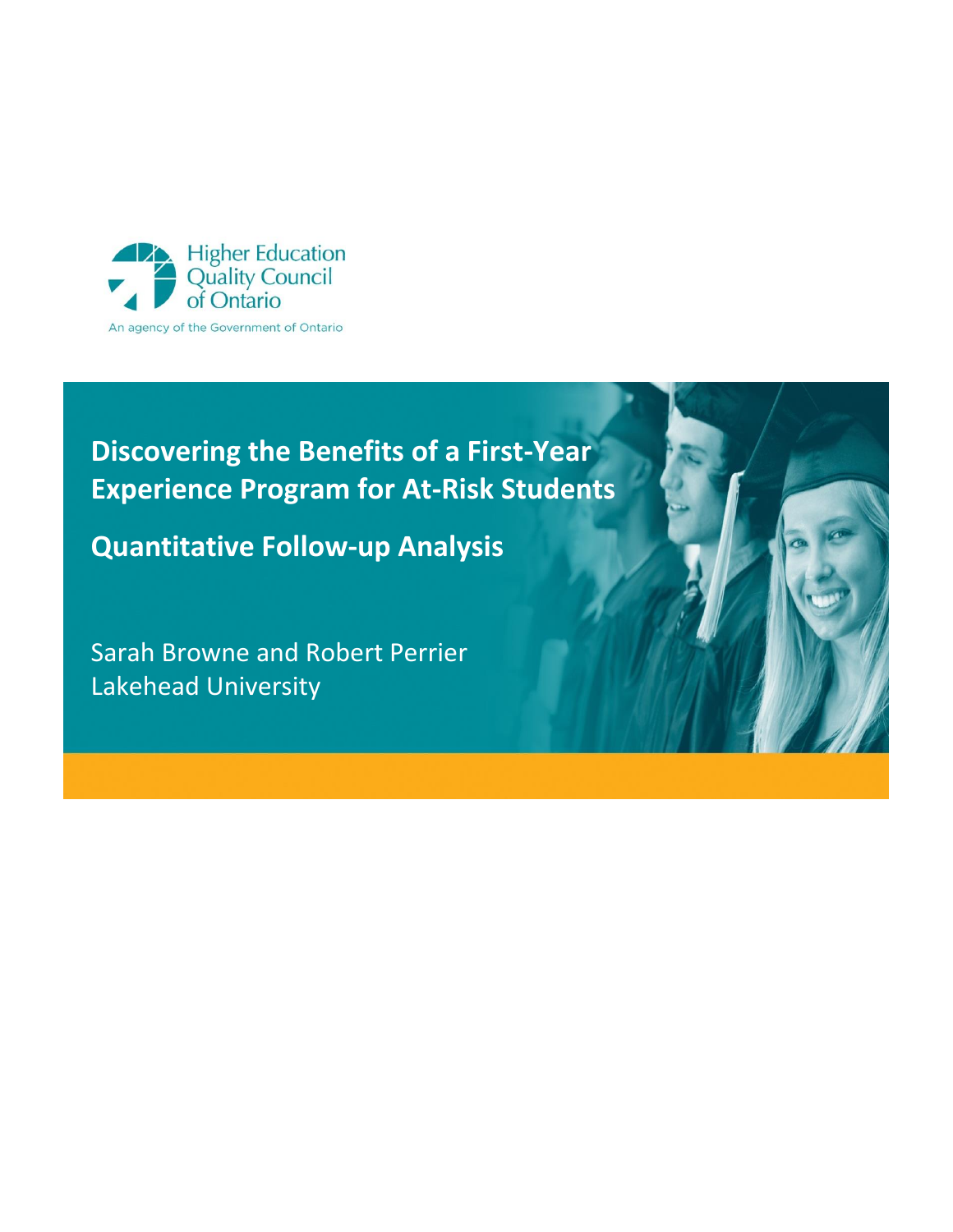Higher Education Quality Council of Ontario

An agency of the Government of Ontario

# Discovering the Benefits of a First-Year Experience Program for At-Risk Students

## Quantitative Follow-up Analysis

Sarah Browne and Robert Perrier
Lakehead University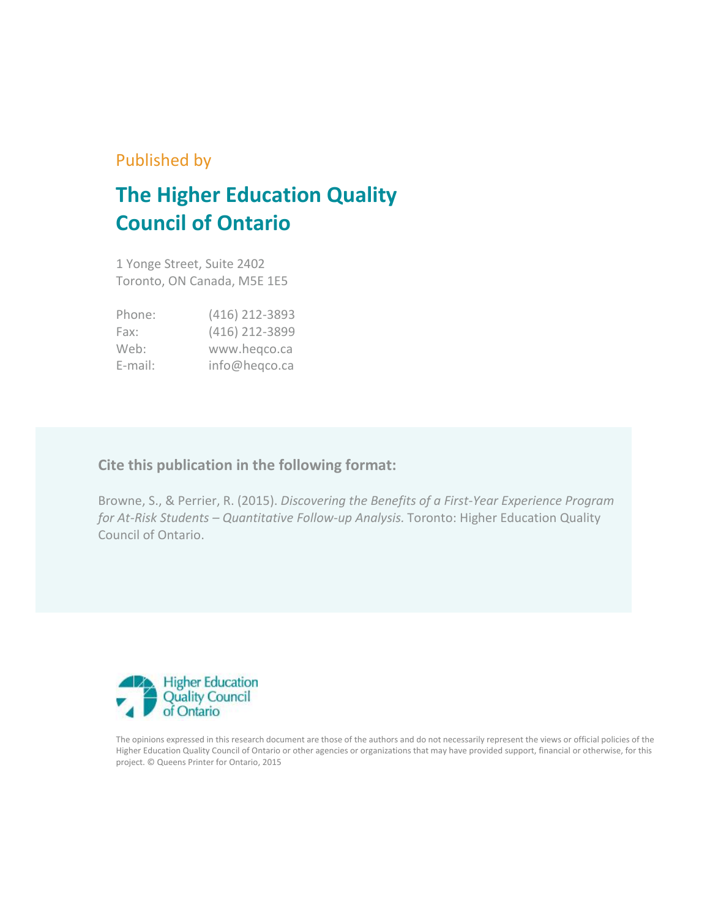Published by

# The Higher Education Quality Council of Ontario

1 Yonge Street, Suite 2402
Toronto, ON Canada, M5E 1E5

| | |
|---|---|
| Phone: | (416) 212-3893 |
| Fax: | (416) 212-3899 |
| Web: | www.heqco.ca |
| E-mail: | info@heqco.ca |

**Cite this publication in the following format:**

Browne, S., & Perrier, R. (2015). *Discovering the Benefits of a First-Year Experience Program for At-Risk Students – Quantitative Follow-up Analysis.* Toronto: Higher Education Quality Council of Ontario.

Higher Education Quality Council of Ontario

The opinions expressed in this research document are those of the authors and do not necessarily represent the views or official policies of the Higher Education Quality Council of Ontario or other agencies or organizations that may have provided support, financial or otherwise, for this project. © Queens Printer for Ontario, 2015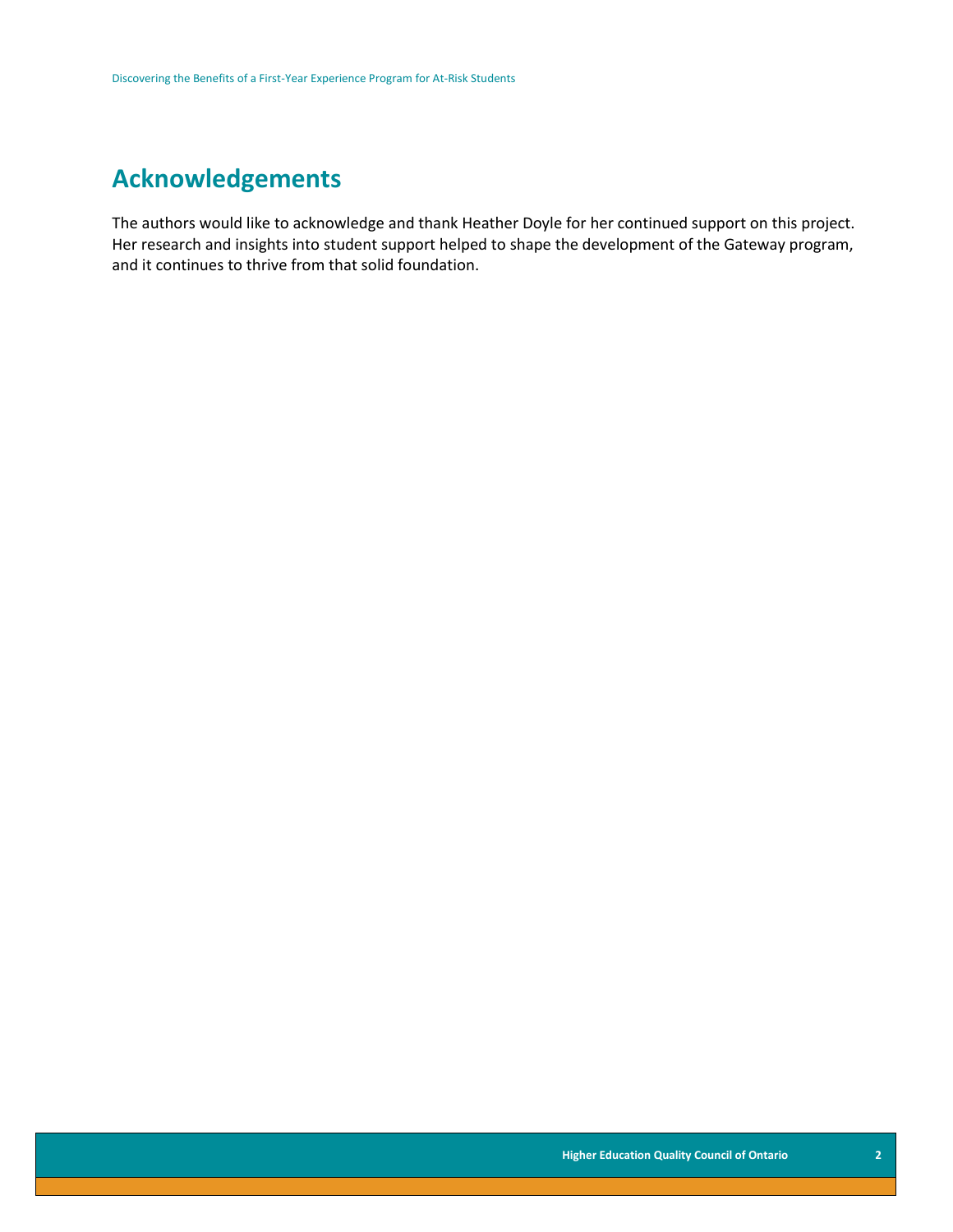## Acknowledgements

The authors would like to acknowledge and thank Heather Doyle for her continued support on this project. Her research and insights into student support helped to shape the development of the Gateway program, and it continues to thrive from that solid foundation.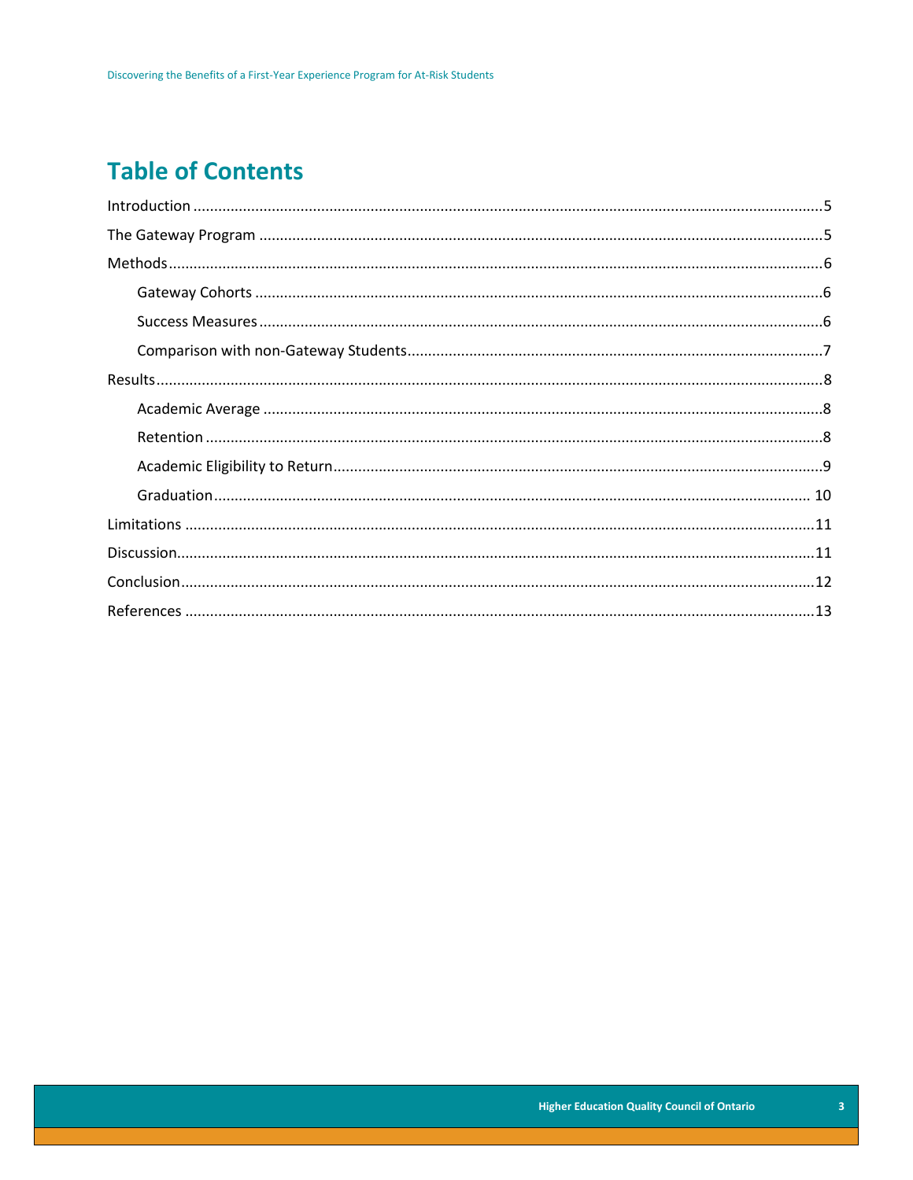# Table of Contents

Introduction .......... 5

The Gateway Program .......... 5

Methods .......... 6

- Gateway Cohorts .......... 6
- Success Measures .......... 6
- Comparison with non-Gateway Students .......... 7

Results .......... 8

- Academic Average .......... 8
- Retention .......... 8
- Academic Eligibility to Return .......... 9
- Graduation .......... 10

Limitations .......... 11

Discussion .......... 11

Conclusion .......... 12

References .......... 13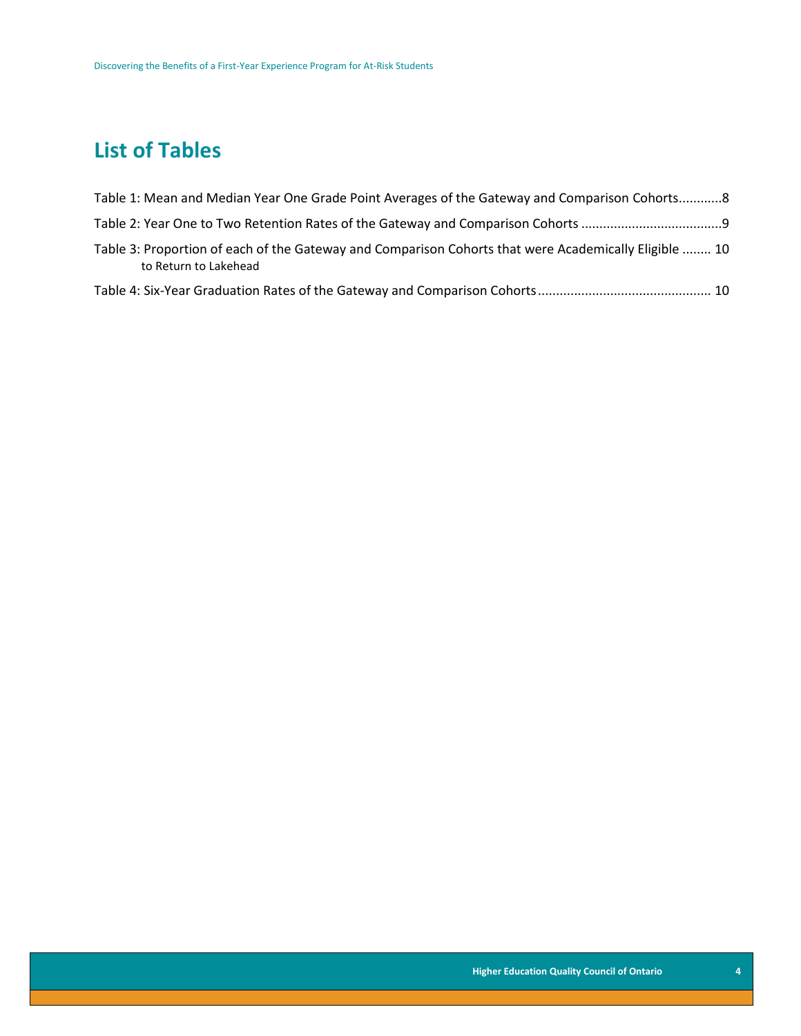## List of Tables

Table 1: Mean and Median Year One Grade Point Averages of the Gateway and Comparison Cohorts...........8

Table 2: Year One to Two Retention Rates of the Gateway and Comparison Cohorts .......................................9

Table 3: Proportion of each of the Gateway and Comparison Cohorts that were Academically Eligible to Return to Lakehead ........ 10

Table 4: Six-Year Graduation Rates of the Gateway and Comparison Cohorts ............................................... 10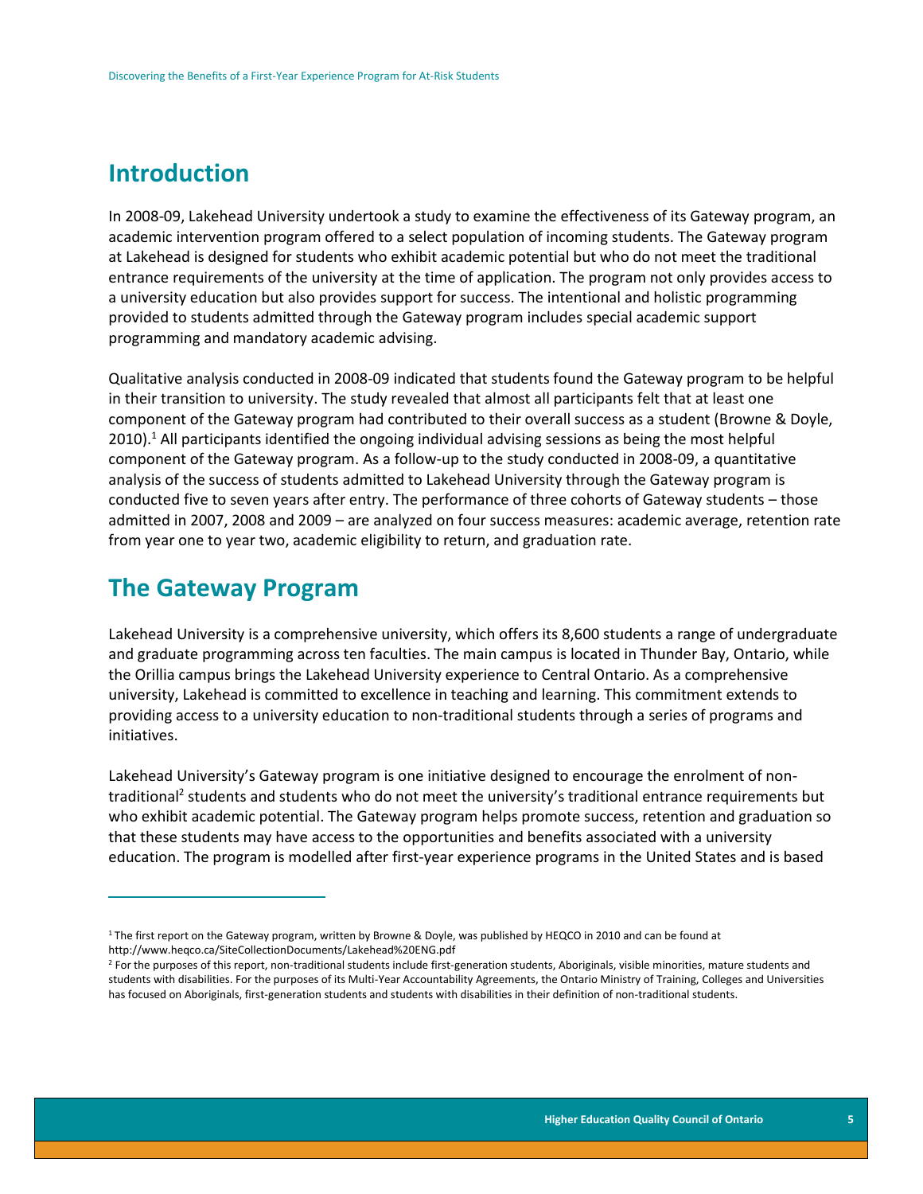## Introduction

In 2008-09, Lakehead University undertook a study to examine the effectiveness of its Gateway program, an academic intervention program offered to a select population of incoming students. The Gateway program at Lakehead is designed for students who exhibit academic potential but who do not meet the traditional entrance requirements of the university at the time of application. The program not only provides access to a university education but also provides support for success. The intentional and holistic programming provided to students admitted through the Gateway program includes special academic support programming and mandatory academic advising.

Qualitative analysis conducted in 2008-09 indicated that students found the Gateway program to be helpful in their transition to university. The study revealed that almost all participants felt that at least one component of the Gateway program had contributed to their overall success as a student (Browne & Doyle, 2010).[1] All participants identified the ongoing individual advising sessions as being the most helpful component of the Gateway program. As a follow-up to the study conducted in 2008-09, a quantitative analysis of the success of students admitted to Lakehead University through the Gateway program is conducted five to seven years after entry. The performance of three cohorts of Gateway students – those admitted in 2007, 2008 and 2009 – are analyzed on four success measures: academic average, retention rate from year one to year two, academic eligibility to return, and graduation rate.

## The Gateway Program

Lakehead University is a comprehensive university, which offers its 8,600 students a range of undergraduate and graduate programming across ten faculties. The main campus is located in Thunder Bay, Ontario, while the Orillia campus brings the Lakehead University experience to Central Ontario. As a comprehensive university, Lakehead is committed to excellence in teaching and learning. This commitment extends to providing access to a university education to non-traditional students through a series of programs and initiatives.

Lakehead University's Gateway program is one initiative designed to encourage the enrolment of non-traditional[2] students and students who do not meet the university's traditional entrance requirements but who exhibit academic potential. The Gateway program helps promote success, retention and graduation so that these students may have access to the opportunities and benefits associated with a university education. The program is modelled after first-year experience programs in the United States and is based

---

[1] The first report on the Gateway program, written by Browne & Doyle, was published by HEQCO in 2010 and can be found at http://www.heqco.ca/SiteCollectionDocuments/Lakehead%20ENG.pdf

[2] For the purposes of this report, non-traditional students include first-generation students, Aboriginals, visible minorities, mature students and students with disabilities. For the purposes of its Multi-Year Accountability Agreements, the Ontario Ministry of Training, Colleges and Universities has focused on Aboriginals, first-generation students and students with disabilities in their definition of non-traditional students.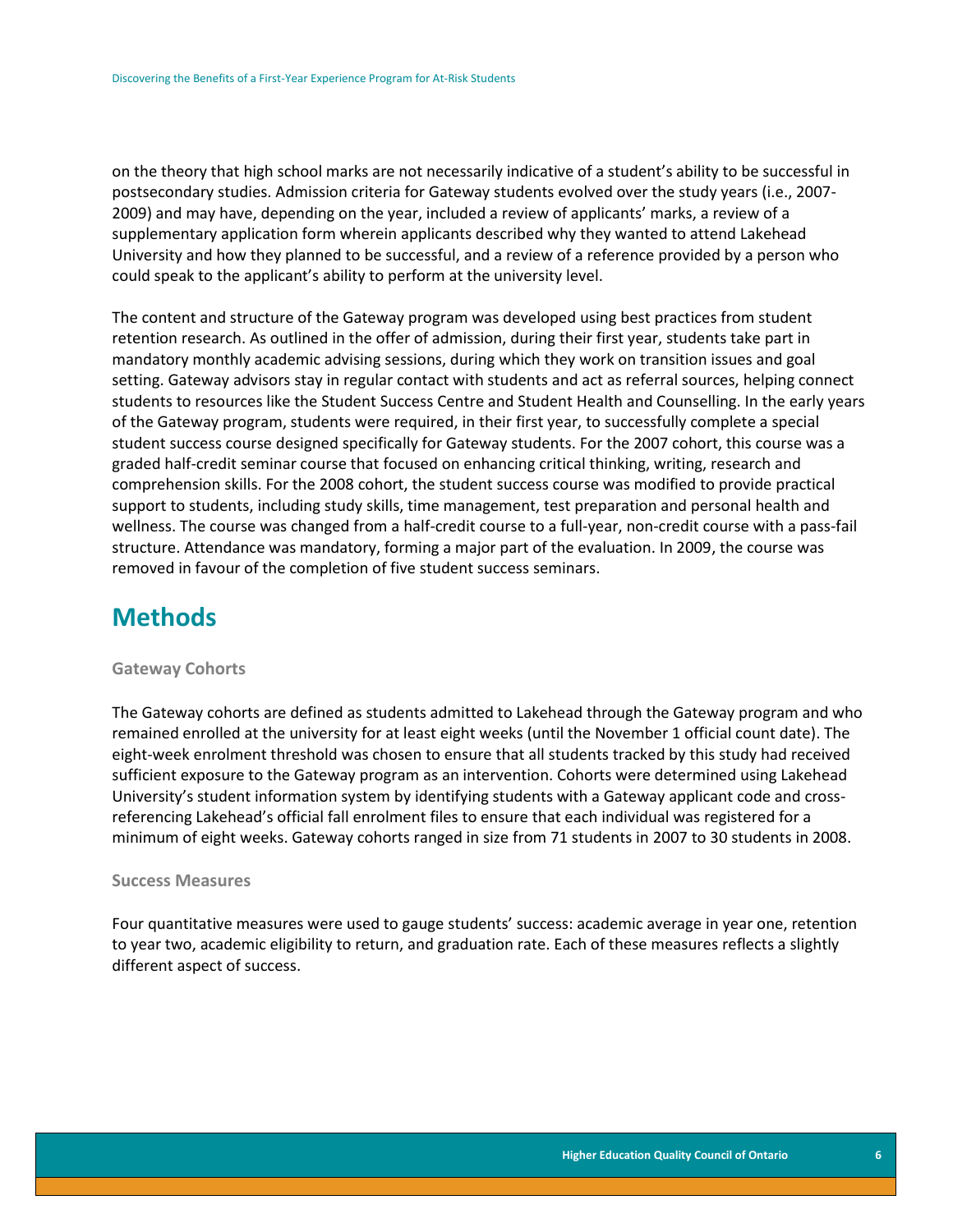on the theory that high school marks are not necessarily indicative of a student's ability to be successful in postsecondary studies. Admission criteria for Gateway students evolved over the study years (i.e., 2007-2009) and may have, depending on the year, included a review of applicants' marks, a review of a supplementary application form wherein applicants described why they wanted to attend Lakehead University and how they planned to be successful, and a review of a reference provided by a person who could speak to the applicant's ability to perform at the university level.

The content and structure of the Gateway program was developed using best practices from student retention research. As outlined in the offer of admission, during their first year, students take part in mandatory monthly academic advising sessions, during which they work on transition issues and goal setting. Gateway advisors stay in regular contact with students and act as referral sources, helping connect students to resources like the Student Success Centre and Student Health and Counselling. In the early years of the Gateway program, students were required, in their first year, to successfully complete a special student success course designed specifically for Gateway students. For the 2007 cohort, this course was a graded half-credit seminar course that focused on enhancing critical thinking, writing, research and comprehension skills. For the 2008 cohort, the student success course was modified to provide practical support to students, including study skills, time management, test preparation and personal health and wellness. The course was changed from a half-credit course to a full-year, non-credit course with a pass-fail structure. Attendance was mandatory, forming a major part of the evaluation. In 2009, the course was removed in favour of the completion of five student success seminars.

# Methods

### Gateway Cohorts

The Gateway cohorts are defined as students admitted to Lakehead through the Gateway program and who remained enrolled at the university for at least eight weeks (until the November 1 official count date). The eight-week enrolment threshold was chosen to ensure that all students tracked by this study had received sufficient exposure to the Gateway program as an intervention. Cohorts were determined using Lakehead University's student information system by identifying students with a Gateway applicant code and cross-referencing Lakehead's official fall enrolment files to ensure that each individual was registered for a minimum of eight weeks. Gateway cohorts ranged in size from 71 students in 2007 to 30 students in 2008.

### Success Measures

Four quantitative measures were used to gauge students' success: academic average in year one, retention to year two, academic eligibility to return, and graduation rate. Each of these measures reflects a slightly different aspect of success.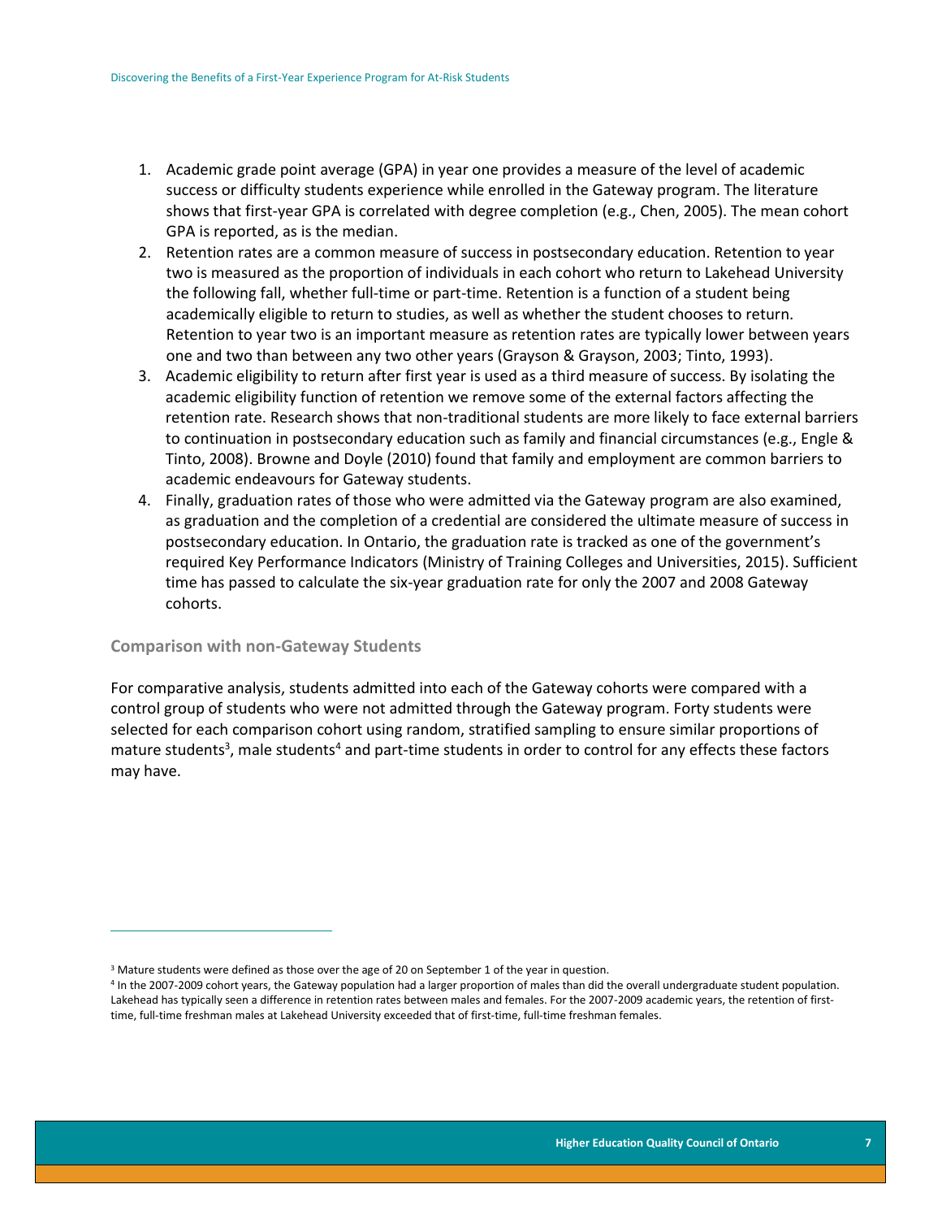1. Academic grade point average (GPA) in year one provides a measure of the level of academic success or difficulty students experience while enrolled in the Gateway program. The literature shows that first-year GPA is correlated with degree completion (e.g., Chen, 2005). The mean cohort GPA is reported, as is the median.
2. Retention rates are a common measure of success in postsecondary education. Retention to year two is measured as the proportion of individuals in each cohort who return to Lakehead University the following fall, whether full-time or part-time. Retention is a function of a student being academically eligible to return to studies, as well as whether the student chooses to return. Retention to year two is an important measure as retention rates are typically lower between years one and two than between any two other years (Grayson & Grayson, 2003; Tinto, 1993).
3. Academic eligibility to return after first year is used as a third measure of success. By isolating the academic eligibility function of retention we remove some of the external factors affecting the retention rate. Research shows that non-traditional students are more likely to face external barriers to continuation in postsecondary education such as family and financial circumstances (e.g., Engle & Tinto, 2008). Browne and Doyle (2010) found that family and employment are common barriers to academic endeavours for Gateway students.
4. Finally, graduation rates of those who were admitted via the Gateway program are also examined, as graduation and the completion of a credential are considered the ultimate measure of success in postsecondary education. In Ontario, the graduation rate is tracked as one of the government's required Key Performance Indicators (Ministry of Training Colleges and Universities, 2015). Sufficient time has passed to calculate the six-year graduation rate for only the 2007 and 2008 Gateway cohorts.

### Comparison with non-Gateway Students

For comparative analysis, students admitted into each of the Gateway cohorts were compared with a control group of students who were not admitted through the Gateway program. Forty students were selected for each comparison cohort using random, stratified sampling to ensure similar proportions of mature students[3], male students[4] and part-time students in order to control for any effects these factors may have.

---

[3] Mature students were defined as those over the age of 20 on September 1 of the year in question.

[4] In the 2007-2009 cohort years, the Gateway population had a larger proportion of males than did the overall undergraduate student population. Lakehead has typically seen a difference in retention rates between males and females. For the 2007-2009 academic years, the retention of first-time, full-time freshman males at Lakehead University exceeded that of first-time, full-time freshman females.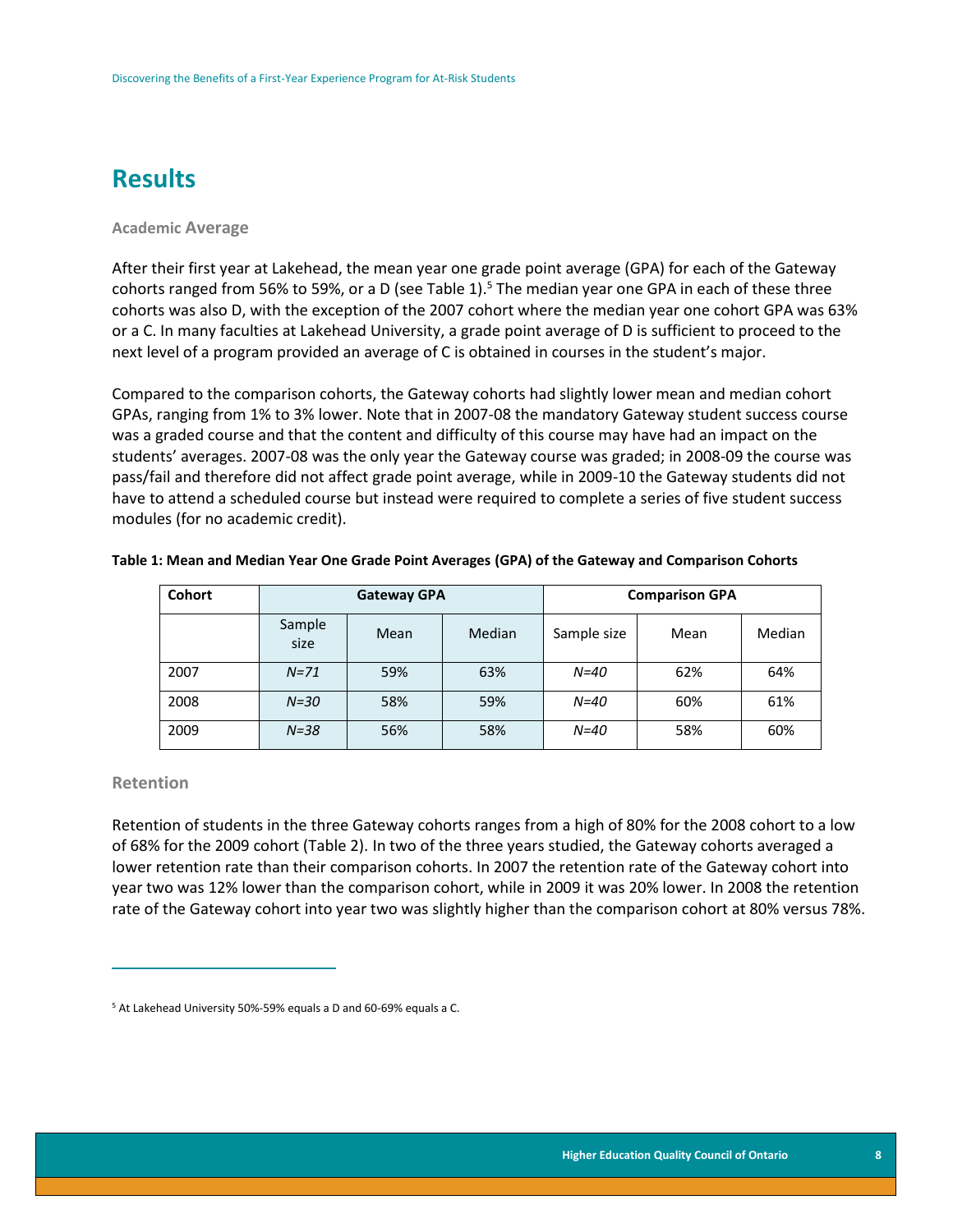## Results

### Academic Average

After their first year at Lakehead, the mean year one grade point average (GPA) for each of the Gateway cohorts ranged from 56% to 59%, or a D (see Table 1).[5] The median year one GPA in each of these three cohorts was also D, with the exception of the 2007 cohort where the median year one cohort GPA was 63% or a C. In many faculties at Lakehead University, a grade point average of D is sufficient to proceed to the next level of a program provided an average of C is obtained in courses in the student's major.

Compared to the comparison cohorts, the Gateway cohorts had slightly lower mean and median cohort GPAs, ranging from 1% to 3% lower. Note that in 2007-08 the mandatory Gateway student success course was a graded course and that the content and difficulty of this course may have had an impact on the students' averages. 2007-08 was the only year the Gateway course was graded; in 2008-09 the course was pass/fail and therefore did not affect grade point average, while in 2009-10 the Gateway students did not have to attend a scheduled course but instead were required to complete a series of five student success modules (for no academic credit).

**Table 1: Mean and Median Year One Grade Point Averages (GPA) of the Gateway and Comparison Cohorts**

| Cohort | Gateway GPA | | | Comparison GPA | | |
|---|---|---|---|---|---|---|
| | Sample size | Mean | Median | Sample size | Mean | Median |
| 2007 | *N=71* | 59% | 63% | *N=40* | 62% | 64% |
| 2008 | *N=30* | 58% | 59% | *N=40* | 60% | 61% |
| 2009 | *N=38* | 56% | 58% | *N=40* | 58% | 60% |

### Retention

Retention of students in the three Gateway cohorts ranges from a high of 80% for the 2008 cohort to a low of 68% for the 2009 cohort (Table 2). In two of the three years studied, the Gateway cohorts averaged a lower retention rate than their comparison cohorts. In 2007 the retention rate of the Gateway cohort into year two was 12% lower than the comparison cohort, while in 2009 it was 20% lower. In 2008 the retention rate of the Gateway cohort into year two was slightly higher than the comparison cohort at 80% versus 78%.

[5] At Lakehead University 50%-59% equals a D and 60-69% equals a C.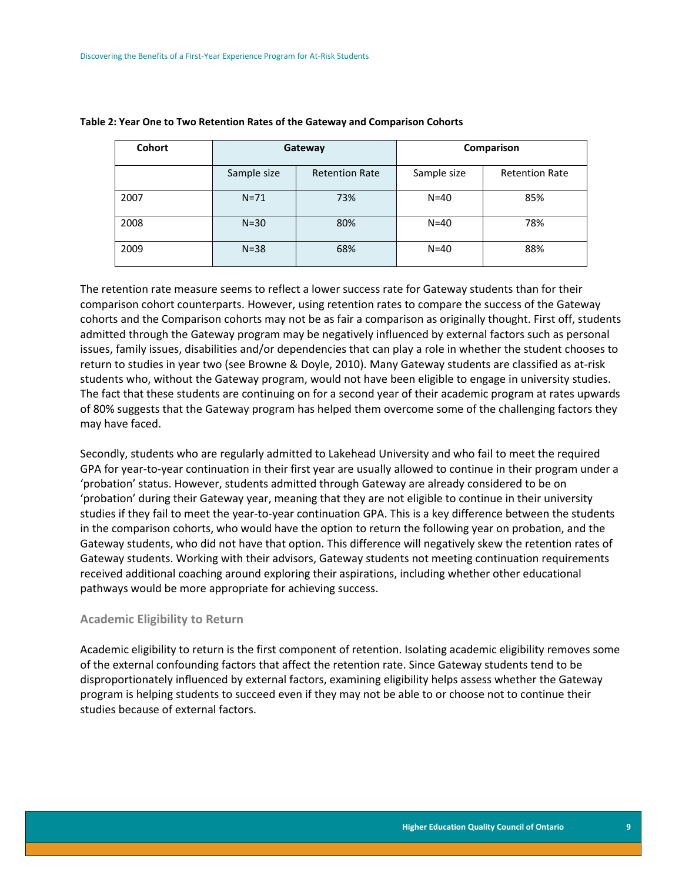**Table 2: Year One to Two Retention Rates of the Gateway and Comparison Cohorts**

| Cohort | Gateway | | Comparison | |
|---|---|---|---|---|
| | Sample size | Retention Rate | Sample size | Retention Rate |
| 2007 | N=71 | 73% | N=40 | 85% |
| 2008 | N=30 | 80% | N=40 | 78% |
| 2009 | N=38 | 68% | N=40 | 88% |

The retention rate measure seems to reflect a lower success rate for Gateway students than for their comparison cohort counterparts. However, using retention rates to compare the success of the Gateway cohorts and the Comparison cohorts may not be as fair a comparison as originally thought. First off, students admitted through the Gateway program may be negatively influenced by external factors such as personal issues, family issues, disabilities and/or dependencies that can play a role in whether the student chooses to return to studies in year two (see Browne & Doyle, 2010). Many Gateway students are classified as at-risk students who, without the Gateway program, would not have been eligible to engage in university studies. The fact that these students are continuing on for a second year of their academic program at rates upwards of 80% suggests that the Gateway program has helped them overcome some of the challenging factors they may have faced.

Secondly, students who are regularly admitted to Lakehead University and who fail to meet the required GPA for year-to-year continuation in their first year are usually allowed to continue in their program under a 'probation' status. However, students admitted through Gateway are already considered to be on 'probation' during their Gateway year, meaning that they are not eligible to continue in their university studies if they fail to meet the year-to-year continuation GPA. This is a key difference between the students in the comparison cohorts, who would have the option to return the following year on probation, and the Gateway students, who did not have that option. This difference will negatively skew the retention rates of Gateway students. Working with their advisors, Gateway students not meeting continuation requirements received additional coaching around exploring their aspirations, including whether other educational pathways would be more appropriate for achieving success.

### Academic Eligibility to Return

Academic eligibility to return is the first component of retention. Isolating academic eligibility removes some of the external confounding factors that affect the retention rate. Since Gateway students tend to be disproportionately influenced by external factors, examining eligibility helps assess whether the Gateway program is helping students to succeed even if they may not be able to or choose not to continue their studies because of external factors.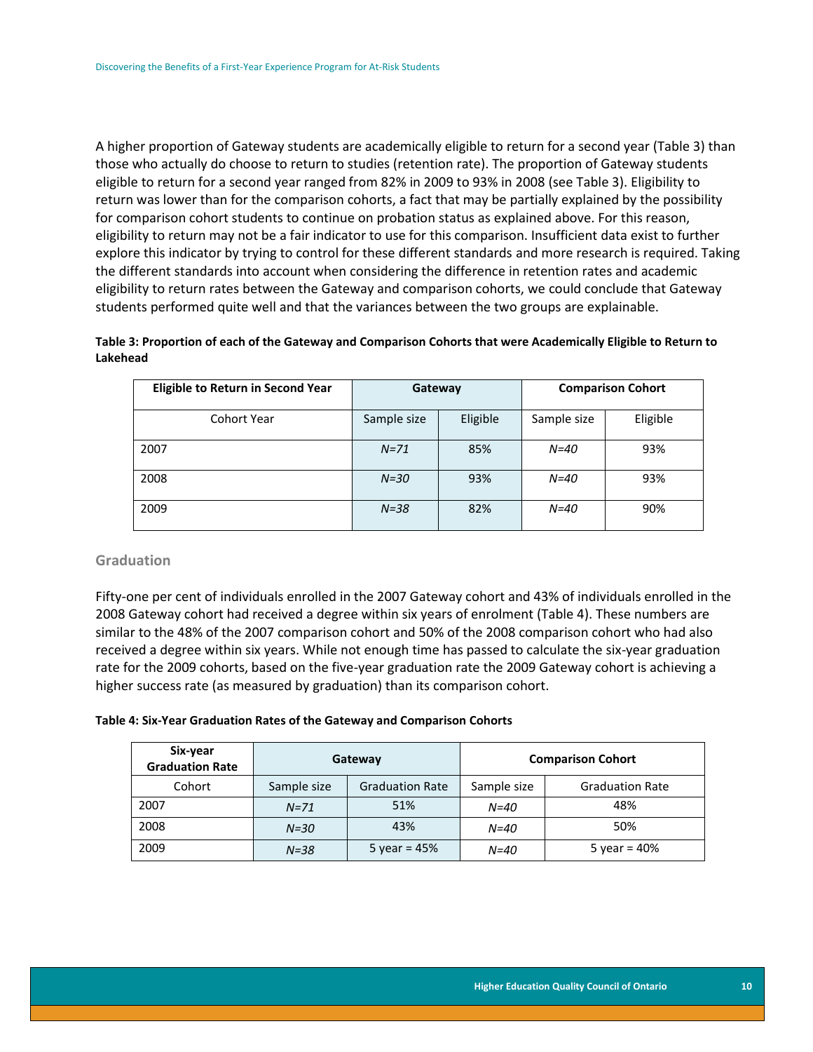A higher proportion of Gateway students are academically eligible to return for a second year (Table 3) than those who actually do choose to return to studies (retention rate). The proportion of Gateway students eligible to return for a second year ranged from 82% in 2009 to 93% in 2008 (see Table 3). Eligibility to return was lower than for the comparison cohorts, a fact that may be partially explained by the possibility for comparison cohort students to continue on probation status as explained above. For this reason, eligibility to return may not be a fair indicator to use for this comparison. Insufficient data exist to further explore this indicator by trying to control for these different standards and more research is required. Taking the different standards into account when considering the difference in retention rates and academic eligibility to return rates between the Gateway and comparison cohorts, we could conclude that Gateway students performed quite well and that the variances between the two groups are explainable.

**Table 3: Proportion of each of the Gateway and Comparison Cohorts that were Academically Eligible to Return to Lakehead**

| Eligible to Return in Second Year | Gateway | | Comparison Cohort | |
|---|---|---|---|---|
| Cohort Year | Sample size | Eligible | Sample size | Eligible |
| 2007 | *N=71* | 85% | *N=40* | 93% |
| 2008 | *N=30* | 93% | *N=40* | 93% |
| 2009 | *N=38* | 82% | *N=40* | 90% |

## Graduation

Fifty-one per cent of individuals enrolled in the 2007 Gateway cohort and 43% of individuals enrolled in the 2008 Gateway cohort had received a degree within six years of enrolment (Table 4). These numbers are similar to the 48% of the 2007 comparison cohort and 50% of the 2008 comparison cohort who had also received a degree within six years. While not enough time has passed to calculate the six-year graduation rate for the 2009 cohorts, based on the five-year graduation rate the 2009 Gateway cohort is achieving a higher success rate (as measured by graduation) than its comparison cohort.

**Table 4: Six-Year Graduation Rates of the Gateway and Comparison Cohorts**

| Six-year Graduation Rate | Gateway | | Comparison Cohort | |
|---|---|---|---|---|
| Cohort | Sample size | Graduation Rate | Sample size | Graduation Rate |
| 2007 | *N=71* | 51% | *N=40* | 48% |
| 2008 | *N=30* | 43% | *N=40* | 50% |
| 2009 | *N=38* | 5 year = 45% | *N=40* | 5 year = 40% |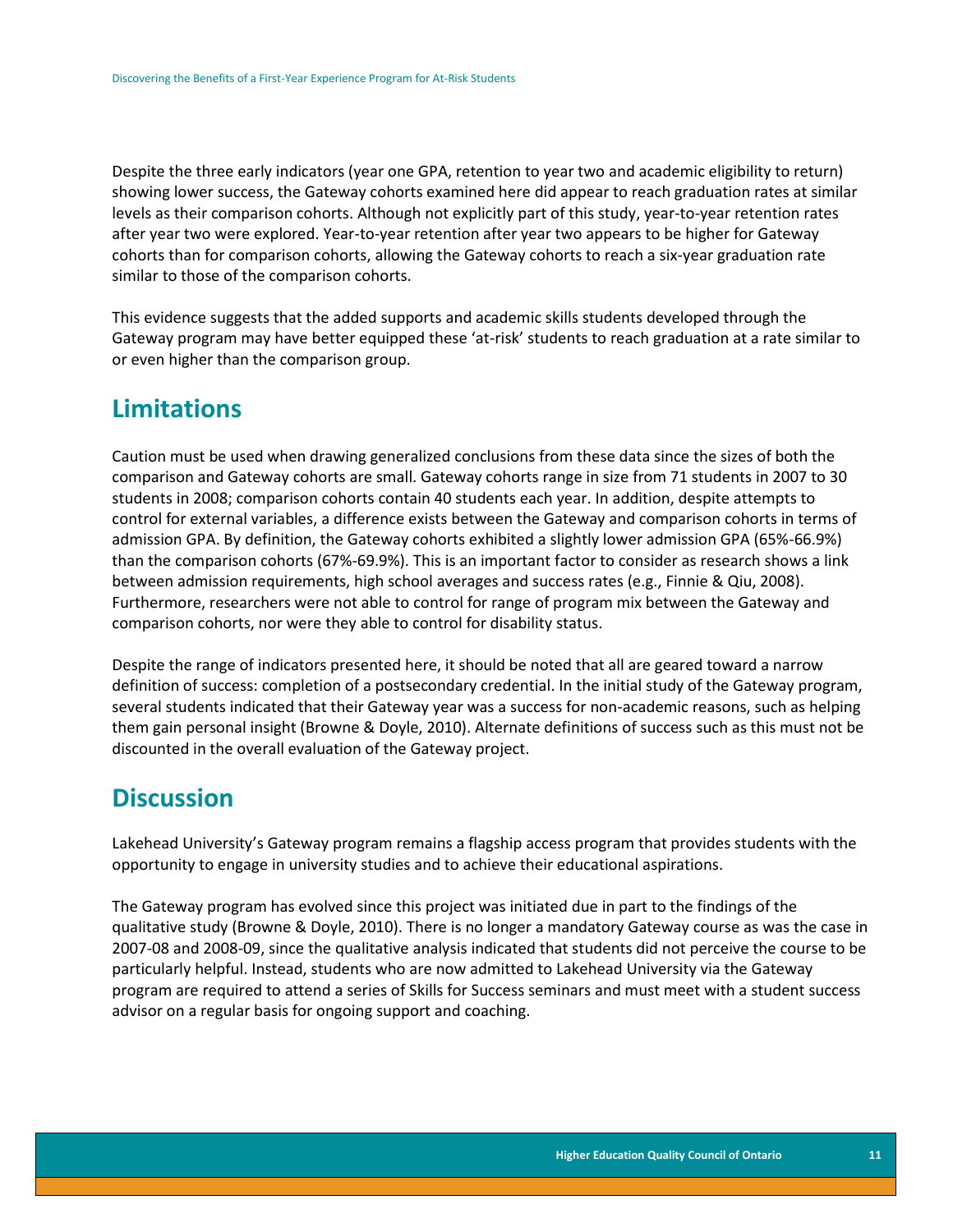Despite the three early indicators (year one GPA, retention to year two and academic eligibility to return) showing lower success, the Gateway cohorts examined here did appear to reach graduation rates at similar levels as their comparison cohorts. Although not explicitly part of this study, year-to-year retention rates after year two were explored. Year-to-year retention after year two appears to be higher for Gateway cohorts than for comparison cohorts, allowing the Gateway cohorts to reach a six-year graduation rate similar to those of the comparison cohorts.

This evidence suggests that the added supports and academic skills students developed through the Gateway program may have better equipped these 'at-risk' students to reach graduation at a rate similar to or even higher than the comparison group.

## Limitations

Caution must be used when drawing generalized conclusions from these data since the sizes of both the comparison and Gateway cohorts are small. Gateway cohorts range in size from 71 students in 2007 to 30 students in 2008; comparison cohorts contain 40 students each year. In addition, despite attempts to control for external variables, a difference exists between the Gateway and comparison cohorts in terms of admission GPA. By definition, the Gateway cohorts exhibited a slightly lower admission GPA (65%-66.9%) than the comparison cohorts (67%-69.9%). This is an important factor to consider as research shows a link between admission requirements, high school averages and success rates (e.g., Finnie & Qiu, 2008). Furthermore, researchers were not able to control for range of program mix between the Gateway and comparison cohorts, nor were they able to control for disability status.

Despite the range of indicators presented here, it should be noted that all are geared toward a narrow definition of success: completion of a postsecondary credential. In the initial study of the Gateway program, several students indicated that their Gateway year was a success for non-academic reasons, such as helping them gain personal insight (Browne & Doyle, 2010). Alternate definitions of success such as this must not be discounted in the overall evaluation of the Gateway project.

## Discussion

Lakehead University's Gateway program remains a flagship access program that provides students with the opportunity to engage in university studies and to achieve their educational aspirations.

The Gateway program has evolved since this project was initiated due in part to the findings of the qualitative study (Browne & Doyle, 2010). There is no longer a mandatory Gateway course as was the case in 2007-08 and 2008-09, since the qualitative analysis indicated that students did not perceive the course to be particularly helpful. Instead, students who are now admitted to Lakehead University via the Gateway program are required to attend a series of Skills for Success seminars and must meet with a student success advisor on a regular basis for ongoing support and coaching.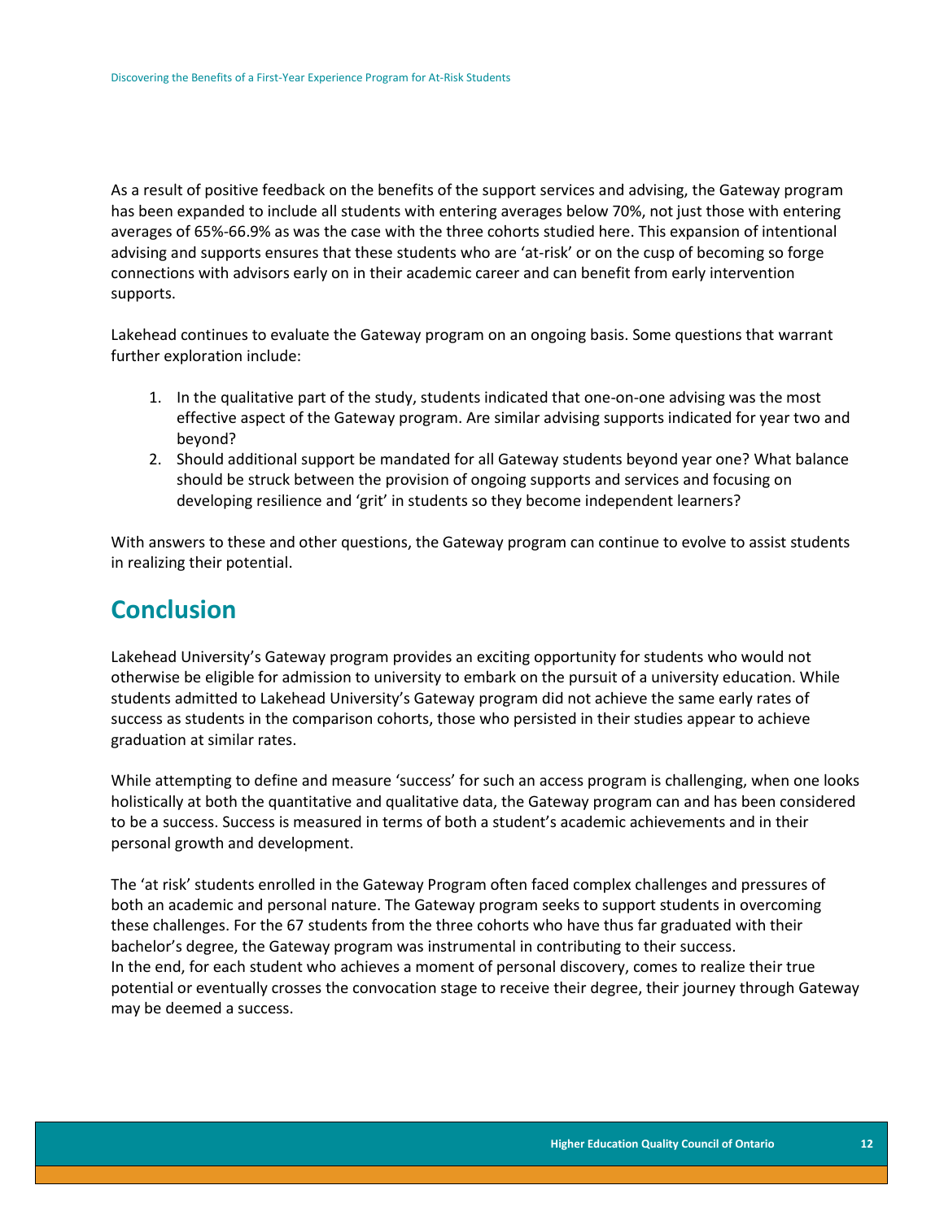As a result of positive feedback on the benefits of the support services and advising, the Gateway program has been expanded to include all students with entering averages below 70%, not just those with entering averages of 65%-66.9% as was the case with the three cohorts studied here. This expansion of intentional advising and supports ensures that these students who are 'at-risk' or on the cusp of becoming so forge connections with advisors early on in their academic career and can benefit from early intervention supports.

Lakehead continues to evaluate the Gateway program on an ongoing basis. Some questions that warrant further exploration include:

1. In the qualitative part of the study, students indicated that one-on-one advising was the most effective aspect of the Gateway program. Are similar advising supports indicated for year two and beyond?
2. Should additional support be mandated for all Gateway students beyond year one? What balance should be struck between the provision of ongoing supports and services and focusing on developing resilience and 'grit' in students so they become independent learners?

With answers to these and other questions, the Gateway program can continue to evolve to assist students in realizing their potential.

## Conclusion

Lakehead University's Gateway program provides an exciting opportunity for students who would not otherwise be eligible for admission to university to embark on the pursuit of a university education. While students admitted to Lakehead University's Gateway program did not achieve the same early rates of success as students in the comparison cohorts, those who persisted in their studies appear to achieve graduation at similar rates.

While attempting to define and measure 'success' for such an access program is challenging, when one looks holistically at both the quantitative and qualitative data, the Gateway program can and has been considered to be a success. Success is measured in terms of both a student's academic achievements and in their personal growth and development.

The 'at risk' students enrolled in the Gateway Program often faced complex challenges and pressures of both an academic and personal nature. The Gateway program seeks to support students in overcoming these challenges. For the 67 students from the three cohorts who have thus far graduated with their bachelor's degree, the Gateway program was instrumental in contributing to their success.
In the end, for each student who achieves a moment of personal discovery, comes to realize their true potential or eventually crosses the convocation stage to receive their degree, their journey through Gateway may be deemed a success.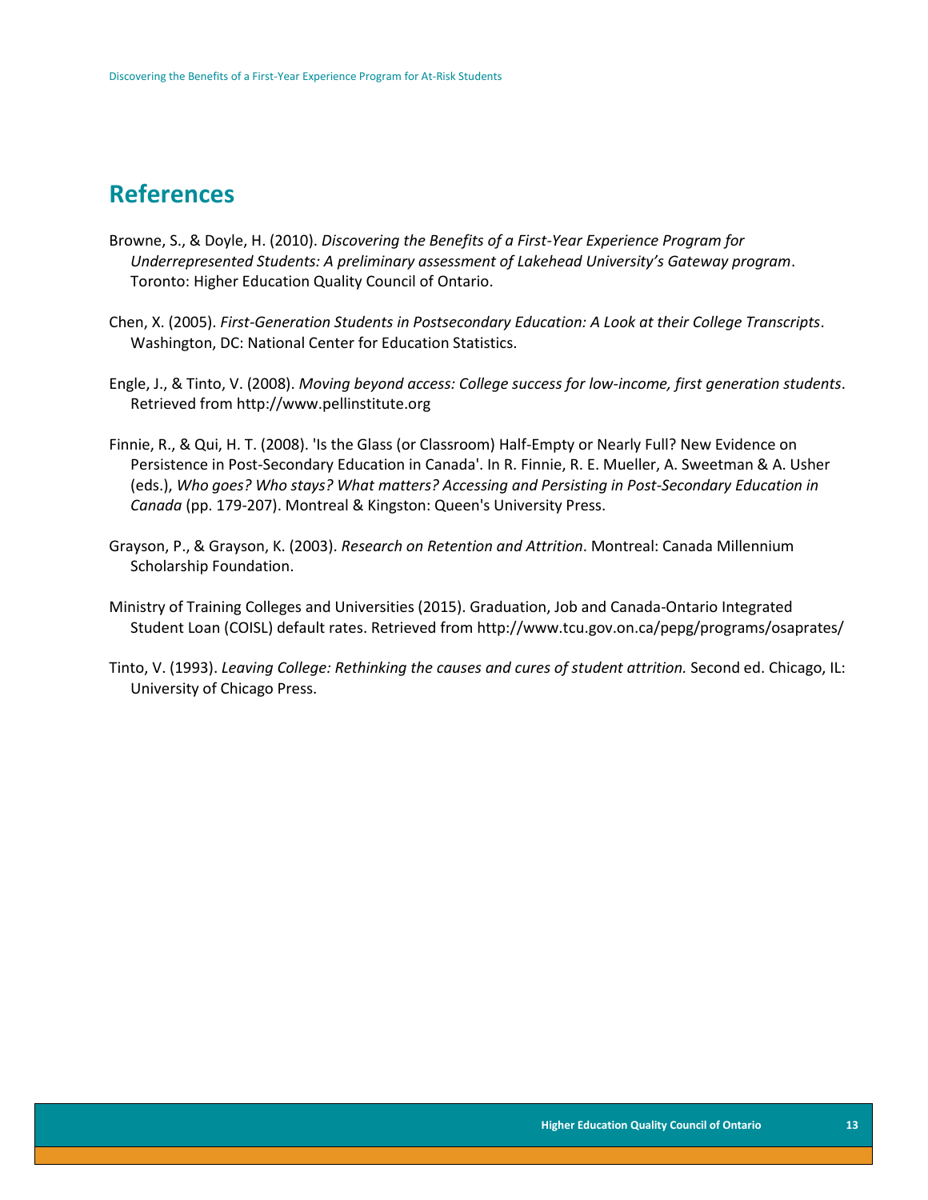# References

Browne, S., & Doyle, H. (2010). *Discovering the Benefits of a First-Year Experience Program for Underrepresented Students: A preliminary assessment of Lakehead University's Gateway program*. Toronto: Higher Education Quality Council of Ontario.

Chen, X. (2005). *First-Generation Students in Postsecondary Education: A Look at their College Transcripts*. Washington, DC: National Center for Education Statistics.

Engle, J., & Tinto, V. (2008). *Moving beyond access: College success for low-income, first generation students*. Retrieved from http://www.pellinstitute.org

Finnie, R., & Qui, H. T. (2008). 'Is the Glass (or Classroom) Half-Empty or Nearly Full? New Evidence on Persistence in Post-Secondary Education in Canada'. In R. Finnie, R. E. Mueller, A. Sweetman & A. Usher (eds.), *Who goes? Who stays? What matters? Accessing and Persisting in Post-Secondary Education in Canada* (pp. 179-207). Montreal & Kingston: Queen's University Press.

Grayson, P., & Grayson, K. (2003). *Research on Retention and Attrition*. Montreal: Canada Millennium Scholarship Foundation.

Ministry of Training Colleges and Universities (2015). Graduation, Job and Canada-Ontario Integrated Student Loan (COISL) default rates. Retrieved from http://www.tcu.gov.on.ca/pepg/programs/osaprates/

Tinto, V. (1993). *Leaving College: Rethinking the causes and cures of student attrition.* Second ed. Chicago, IL: University of Chicago Press.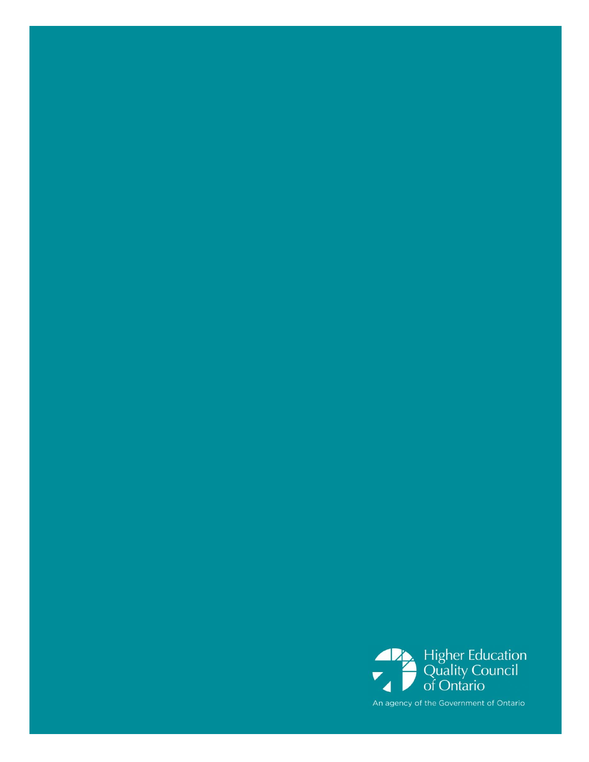Higher Education Quality Council of Ontario

An agency of the Government of Ontario